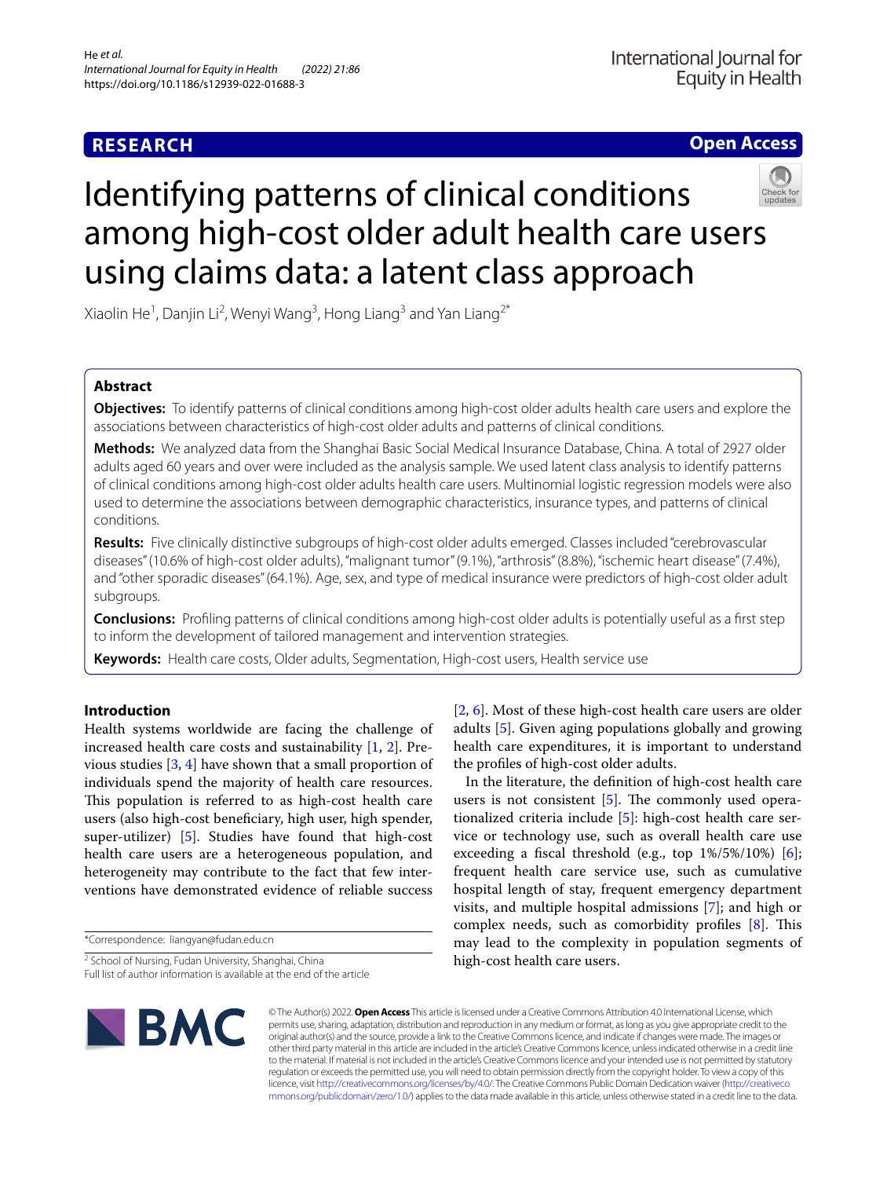**RESEARCH** **Open Access**

# Identifying patterns of clinical conditions among high-cost older adult health care users using claims data: a latent class approach

Xiaolin He[1], Danjin Li[2], Wenyi Wang[3], Hong Liang[3] and Yan Liang[2*]

## Abstract

**Objectives:** To identify patterns of clinical conditions among high-cost older adults health care users and explore the associations between characteristics of high-cost older adults and patterns of clinical conditions.

**Methods:** We analyzed data from the Shanghai Basic Social Medical Insurance Database, China. A total of 2927 older adults aged 60 years and over were included as the analysis sample. We used latent class analysis to identify patterns of clinical conditions among high-cost older adults health care users. Multinomial logistic regression models were also used to determine the associations between demographic characteristics, insurance types, and patterns of clinical conditions.

**Results:** Five clinically distinctive subgroups of high-cost older adults emerged. Classes included "cerebrovascular diseases" (10.6% of high-cost older adults), "malignant tumor" (9.1%), "arthrosis" (8.8%), "ischemic heart disease" (7.4%), and "other sporadic diseases" (64.1%). Age, sex, and type of medical insurance were predictors of high-cost older adult subgroups.

**Conclusions:** Profiling patterns of clinical conditions among high-cost older adults is potentially useful as a first step to inform the development of tailored management and intervention strategies.

**Keywords:** Health care costs, Older adults, Segmentation, High-cost users, Health service use

## Introduction

Health systems worldwide are facing the challenge of increased health care costs and sustainability [1, 2]. Previous studies [3, 4] have shown that a small proportion of individuals spend the majority of health care resources. This population is referred to as high-cost health care users (also high-cost beneficiary, high user, high spender, super-utilizer) [5]. Studies have found that high-cost health care users are a heterogeneous population, and heterogeneity may contribute to the fact that few interventions have demonstrated evidence of reliable success [2, 6]. Most of these high-cost health care users are older adults [5]. Given aging populations globally and growing health care expenditures, it is important to understand the profiles of high-cost older adults.

In the literature, the definition of high-cost health care users is not consistent [5]. The commonly used operationalized criteria include [5]: high-cost health care service or technology use, such as overall health care use exceeding a fiscal threshold (e.g., top 1%/5%/10%) [6]; frequent health care service use, such as cumulative hospital length of stay, frequent emergency department visits, and multiple hospital admissions [7]; and high or complex needs, such as comorbidity profiles [8]. This may lead to the complexity in population segments of high-cost health care users.

*Correspondence: liangyan@fudan.edu.cn

[2] School of Nursing, Fudan University, Shanghai, China

Full list of author information is available at the end of the article

© The Author(s) 2022. **Open Access** This article is licensed under a Creative Commons Attribution 4.0 International License, which permits use, sharing, adaptation, distribution and reproduction in any medium or format, as long as you give appropriate credit to the original author(s) and the source, provide a link to the Creative Commons licence, and indicate if changes were made. The images or other third party material in this article are included in the article's Creative Commons licence, unless indicated otherwise in a credit line to the material. If material is not included in the article's Creative Commons licence and your intended use is not permitted by statutory regulation or exceeds the permitted use, you will need to obtain permission directly from the copyright holder. To view a copy of this licence, visit http://creativecommons.org/licenses/by/4.0/. The Creative Commons Public Domain Dedication waiver (http://creativecommons.org/publicdomain/zero/1.0/) applies to the data made available in this article, unless otherwise stated in a credit line to the data.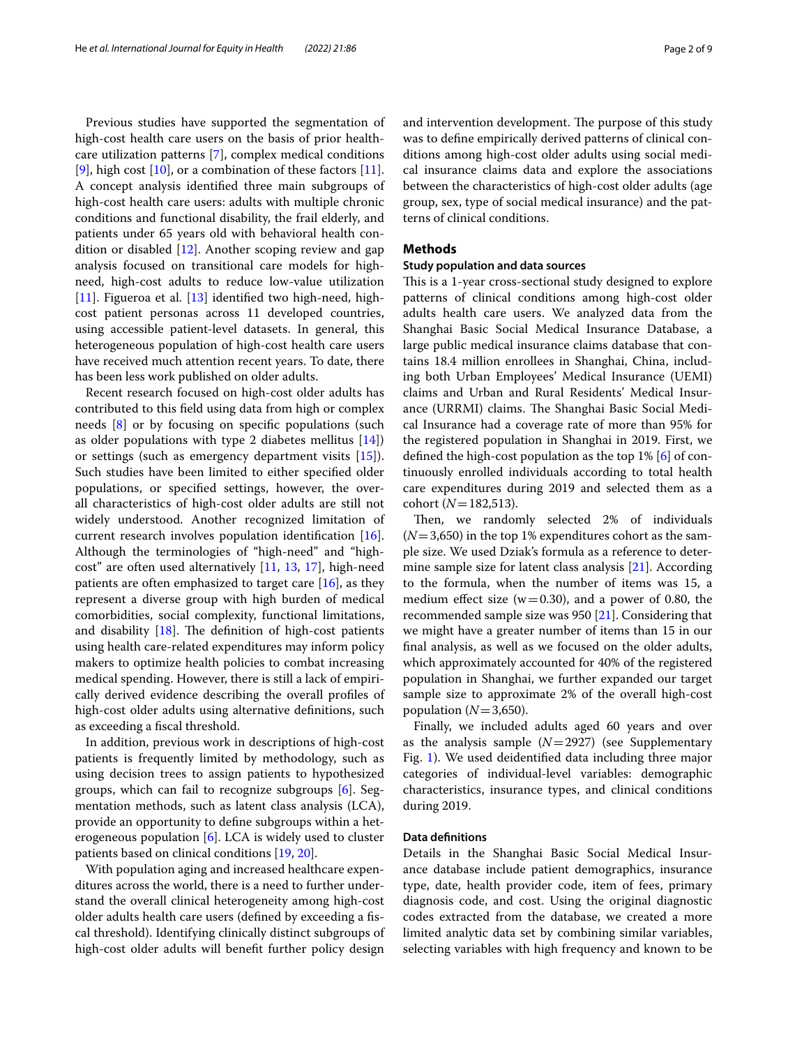Previous studies have supported the segmentation of high-cost health care users on the basis of prior health-care utilization patterns [7], complex medical conditions [9], high cost [10], or a combination of these factors [11]. A concept analysis identified three main subgroups of high-cost health care users: adults with multiple chronic conditions and functional disability, the frail elderly, and patients under 65 years old with behavioral health condition or disabled [12]. Another scoping review and gap analysis focused on transitional care models for high-need, high-cost adults to reduce low-value utilization [11]. Figueroa et al. [13] identified two high-need, high-cost patient personas across 11 developed countries, using accessible patient-level datasets. In general, this heterogeneous population of high-cost health care users have received much attention recent years. To date, there has been less work published on older adults.

Recent research focused on high-cost older adults has contributed to this field using data from high or complex needs [8] or by focusing on specific populations (such as older populations with type 2 diabetes mellitus [14]) or settings (such as emergency department visits [15]). Such studies have been limited to either specified older populations, or specified settings, however, the overall characteristics of high-cost older adults are still not widely understood. Another recognized limitation of current research involves population identification [16]. Although the terminologies of "high-need" and "high-cost" are often used alternatively [11, 13, 17], high-need patients are often emphasized to target care [16], as they represent a diverse group with high burden of medical comorbidities, social complexity, functional limitations, and disability [18]. The definition of high-cost patients using health care-related expenditures may inform policy makers to optimize health policies to combat increasing medical spending. However, there is still a lack of empirically derived evidence describing the overall profiles of high-cost older adults using alternative definitions, such as exceeding a fiscal threshold.

In addition, previous work in descriptions of high-cost patients is frequently limited by methodology, such as using decision trees to assign patients to hypothesized groups, which can fail to recognize subgroups [6]. Segmentation methods, such as latent class analysis (LCA), provide an opportunity to define subgroups within a heterogeneous population [6]. LCA is widely used to cluster patients based on clinical conditions [19, 20].

With population aging and increased healthcare expenditures across the world, there is a need to further understand the overall clinical heterogeneity among high-cost older adults health care users (defined by exceeding a fiscal threshold). Identifying clinically distinct subgroups of high-cost older adults will benefit further policy design and intervention development. The purpose of this study was to define empirically derived patterns of clinical conditions among high-cost older adults using social medical insurance claims data and explore the associations between the characteristics of high-cost older adults (age group, sex, type of social medical insurance) and the patterns of clinical conditions.

## Methods

### Study population and data sources

This is a 1-year cross-sectional study designed to explore patterns of clinical conditions among high-cost older adults health care users. We analyzed data from the Shanghai Basic Social Medical Insurance Database, a large public medical insurance claims database that contains 18.4 million enrollees in Shanghai, China, including both Urban Employees' Medical Insurance (UEMI) claims and Urban and Rural Residents' Medical Insurance (URRMI) claims. The Shanghai Basic Social Medical Insurance had a coverage rate of more than 95% for the registered population in Shanghai in 2019. First, we defined the high-cost population as the top 1% [6] of continuously enrolled individuals according to total health care expenditures during 2019 and selected them as a cohort ($N=182{,}513$).

Then, we randomly selected 2% of individuals ($N=3{,}650$) in the top 1% expenditures cohort as the sample size. We used Dziak's formula as a reference to determine sample size for latent class analysis [21]. According to the formula, when the number of items was 15, a medium effect size ($w=0.30$), and a power of 0.80, the recommended sample size was 950 [21]. Considering that we might have a greater number of items than 15 in our final analysis, as well as we focused on the older adults, which approximately accounted for 40% of the registered population in Shanghai, we further expanded our target sample size to approximate 2% of the overall high-cost population ($N=3{,}650$).

Finally, we included adults aged 60 years and over as the analysis sample ($N=2927$) (see Supplementary Fig. 1). We used deidentified data including three major categories of individual-level variables: demographic characteristics, insurance types, and clinical conditions during 2019.

### Data definitions

Details in the Shanghai Basic Social Medical Insurance database include patient demographics, insurance type, date, health provider code, item of fees, primary diagnosis code, and cost. Using the original diagnostic codes extracted from the database, we created a more limited analytic data set by combining similar variables, selecting variables with high frequency and known to be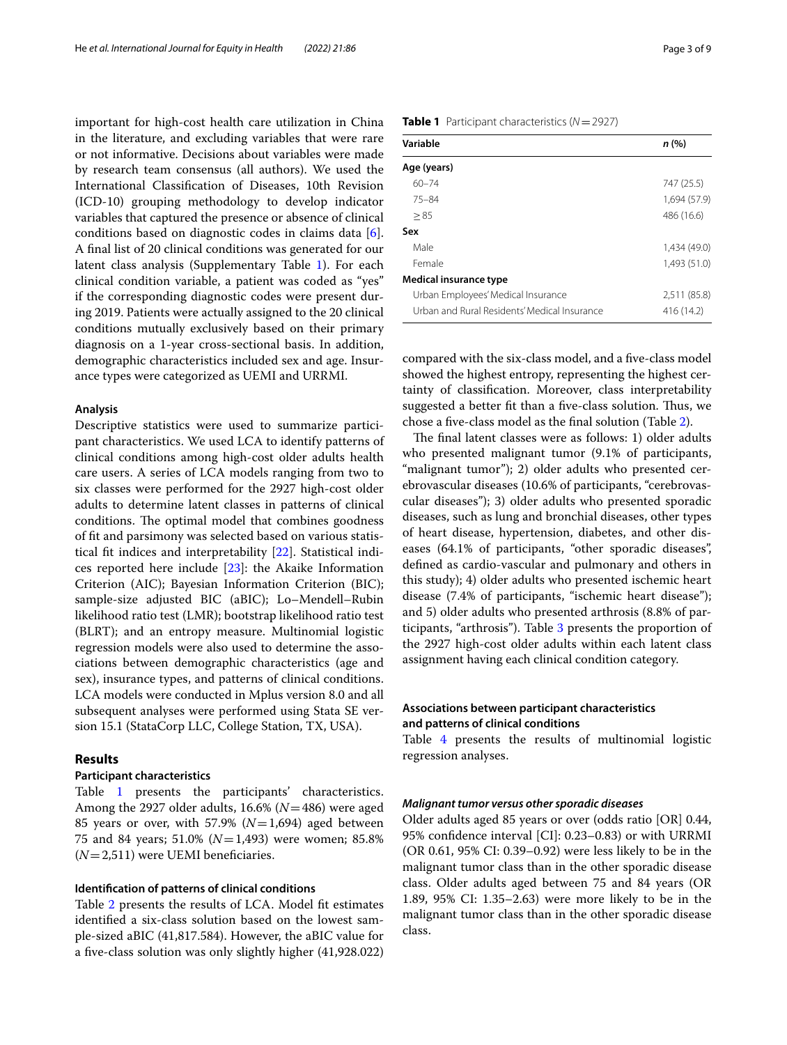important for high-cost health care utilization in China in the literature, and excluding variables that were rare or not informative. Decisions about variables were made by research team consensus (all authors). We used the International Classification of Diseases, 10th Revision (ICD-10) grouping methodology to develop indicator variables that captured the presence or absence of clinical conditions based on diagnostic codes in claims data [6]. A final list of 20 clinical conditions was generated for our latent class analysis (Supplementary Table 1). For each clinical condition variable, a patient was coded as "yes" if the corresponding diagnostic codes were present during 2019. Patients were actually assigned to the 20 clinical conditions mutually exclusively based on their primary diagnosis on a 1-year cross-sectional basis. In addition, demographic characteristics included sex and age. Insurance types were categorized as UEMI and URRMI.

#### Analysis

Descriptive statistics were used to summarize participant characteristics. We used LCA to identify patterns of clinical conditions among high-cost older adults health care users. A series of LCA models ranging from two to six classes were performed for the 2927 high-cost older adults to determine latent classes in patterns of clinical conditions. The optimal model that combines goodness of fit and parsimony was selected based on various statistical fit indices and interpretability [22]. Statistical indices reported here include [23]: the Akaike Information Criterion (AIC); Bayesian Information Criterion (BIC); sample-size adjusted BIC (aBIC); Lo–Mendell–Rubin likelihood ratio test (LMR); bootstrap likelihood ratio test (BLRT); and an entropy measure. Multinomial logistic regression models were also used to determine the associations between demographic characteristics (age and sex), insurance types, and patterns of clinical conditions. LCA models were conducted in Mplus version 8.0 and all subsequent analyses were performed using Stata SE version 15.1 (StataCorp LLC, College Station, TX, USA).

## Results

#### Participant characteristics

Table 1 presents the participants' characteristics. Among the 2927 older adults, 16.6% ($N = 486$) were aged 85 years or over, with 57.9% ($N = 1{,}694$) aged between 75 and 84 years; 51.0% ($N = 1{,}493$) were women; 85.8% ($N = 2{,}511$) were UEMI beneficiaries.

#### Identification of patterns of clinical conditions

Table 2 presents the results of LCA. Model fit estimates identified a six-class solution based on the lowest sample-sized aBIC (41,817.584). However, the aBIC value for a five-class solution was only slightly higher (41,928.022) compared with the six-class model, and a five-class model showed the highest entropy, representing the highest certainty of classification. Moreover, class interpretability suggested a better fit than a five-class solution. Thus, we chose a five-class model as the final solution (Table 2).

**Table 1** Participant characteristics ($N = 2927$)

| Variable | n (%) |
|---|---|
| **Age (years)** | |
| 60–74 | 747 (25.5) |
| 75–84 | 1,694 (57.9) |
| ≥ 85 | 486 (16.6) |
| **Sex** | |
| Male | 1,434 (49.0) |
| Female | 1,493 (51.0) |
| **Medical insurance type** | |
| Urban Employees' Medical Insurance | 2,511 (85.8) |
| Urban and Rural Residents' Medical Insurance | 416 (14.2) |

The final latent classes were as follows: 1) older adults who presented malignant tumor (9.1% of participants, "malignant tumor"); 2) older adults who presented cerebrovascular diseases (10.6% of participants, "cerebrovascular diseases"); 3) older adults who presented sporadic diseases, such as lung and bronchial diseases, other types of heart disease, hypertension, diabetes, and other diseases (64.1% of participants, "other sporadic diseases", defined as cardio-vascular and pulmonary and others in this study); 4) older adults who presented ischemic heart disease (7.4% of participants, "ischemic heart disease"); and 5) older adults who presented arthrosis (8.8% of participants, "arthrosis"). Table 3 presents the proportion of the 2927 high-cost older adults within each latent class assignment having each clinical condition category.

#### Associations between participant characteristics and patterns of clinical conditions

Table 4 presents the results of multinomial logistic regression analyses.

##### *Malignant tumor versus other sporadic diseases*

Older adults aged 85 years or over (odds ratio [OR] 0.44, 95% confidence interval [CI]: 0.23–0.83) or with URRMI (OR 0.61, 95% CI: 0.39–0.92) were less likely to be in the malignant tumor class than in the other sporadic disease class. Older adults aged between 75 and 84 years (OR 1.89, 95% CI: 1.35–2.63) were more likely to be in the malignant tumor class than in the other sporadic disease class.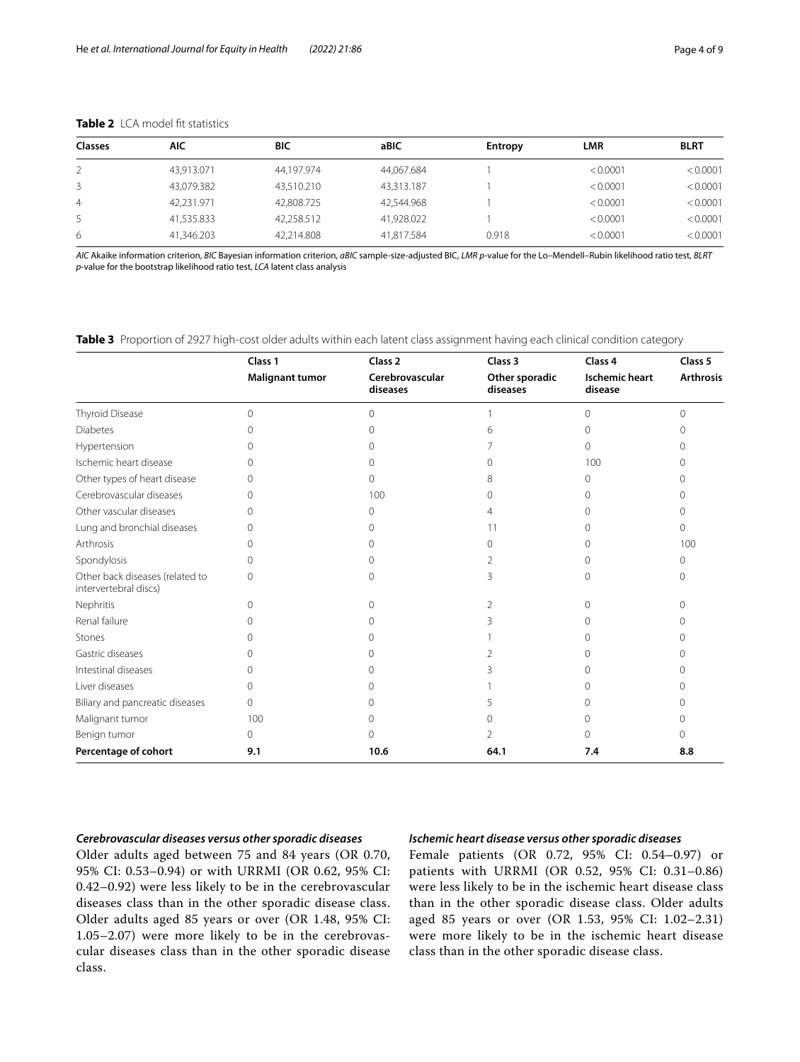**Table 2** LCA model fit statistics

| Classes | AIC | BIC | aBIC | Entropy | LMR | BLRT |
|---|---|---|---|---|---|---|
| 2 | 43,913.071 | 44,197.974 | 44,067.684 | 1 | < 0.0001 | < 0.0001 |
| 3 | 43,079.382 | 43,510.210 | 43,313.187 | 1 | < 0.0001 | < 0.0001 |
| 4 | 42,231.971 | 42,808.725 | 42,544.968 | 1 | < 0.0001 | < 0.0001 |
| 5 | 41,535.833 | 42,258.512 | 41,928.022 | 1 | < 0.0001 | < 0.0001 |
| 6 | 41,346.203 | 42,214.808 | 41,817.584 | 0.918 | < 0.0001 | < 0.0001 |

*AIC* Akaike information criterion, *BIC* Bayesian information criterion, *aBIC* sample-size-adjusted BIC, *LMR p*-value for the Lo–Mendell–Rubin likelihood ratio test, *BLRT p*-value for the bootstrap likelihood ratio test, *LCA* latent class analysis

**Table 3** Proportion of 2927 high-cost older adults within each latent class assignment having each clinical condition category

| | Class 1 | Class 2 | Class 3 | Class 4 | Class 5 |
|---|---|---|---|---|---|
| | **Malignant tumor** | **Cerebrovascular diseases** | **Other sporadic diseases** | **Ischemic heart disease** | **Arthrosis** |
| Thyroid Disease | 0 | 0 | 1 | 0 | 0 |
| Diabetes | 0 | 0 | 6 | 0 | 0 |
| Hypertension | 0 | 0 | 7 | 0 | 0 |
| Ischemic heart disease | 0 | 0 | 0 | 100 | 0 |
| Other types of heart disease | 0 | 0 | 8 | 0 | 0 |
| Cerebrovascular diseases | 0 | 100 | 0 | 0 | 0 |
| Other vascular diseases | 0 | 0 | 4 | 0 | 0 |
| Lung and bronchial diseases | 0 | 0 | 11 | 0 | 0 |
| Arthrosis | 0 | 0 | 0 | 0 | 100 |
| Spondylosis | 0 | 0 | 2 | 0 | 0 |
| Other back diseases (related to intervertebral discs) | 0 | 0 | 3 | 0 | 0 |
| Nephritis | 0 | 0 | 2 | 0 | 0 |
| Renal failure | 0 | 0 | 3 | 0 | 0 |
| Stones | 0 | 0 | 1 | 0 | 0 |
| Gastric diseases | 0 | 0 | 2 | 0 | 0 |
| Intestinal diseases | 0 | 0 | 3 | 0 | 0 |
| Liver diseases | 0 | 0 | 1 | 0 | 0 |
| Biliary and pancreatic diseases | 0 | 0 | 5 | 0 | 0 |
| Malignant tumor | 100 | 0 | 0 | 0 | 0 |
| Benign tumor | 0 | 0 | 2 | 0 | 0 |
| **Percentage of cohort** | **9.1** | **10.6** | **64.1** | **7.4** | **8.8** |

### *Cerebrovascular diseases versus other sporadic diseases*

Older adults aged between 75 and 84 years (OR 0.70, 95% CI: 0.53–0.94) or with URRMI (OR 0.62, 95% CI: 0.42–0.92) were less likely to be in the cerebrovascular diseases class than in the other sporadic disease class. Older adults aged 85 years or over (OR 1.48, 95% CI: 1.05–2.07) were more likely to be in the cerebrovascular diseases class than in the other sporadic disease class.

### *Ischemic heart disease versus other sporadic diseases*

Female patients (OR 0.72, 95% CI: 0.54–0.97) or patients with URRMI (OR 0.52, 95% CI: 0.31–0.86) were less likely to be in the ischemic heart disease class than in the other sporadic disease class. Older adults aged 85 years or over (OR 1.53, 95% CI: 1.02–2.31) were more likely to be in the ischemic heart disease class than in the other sporadic disease class.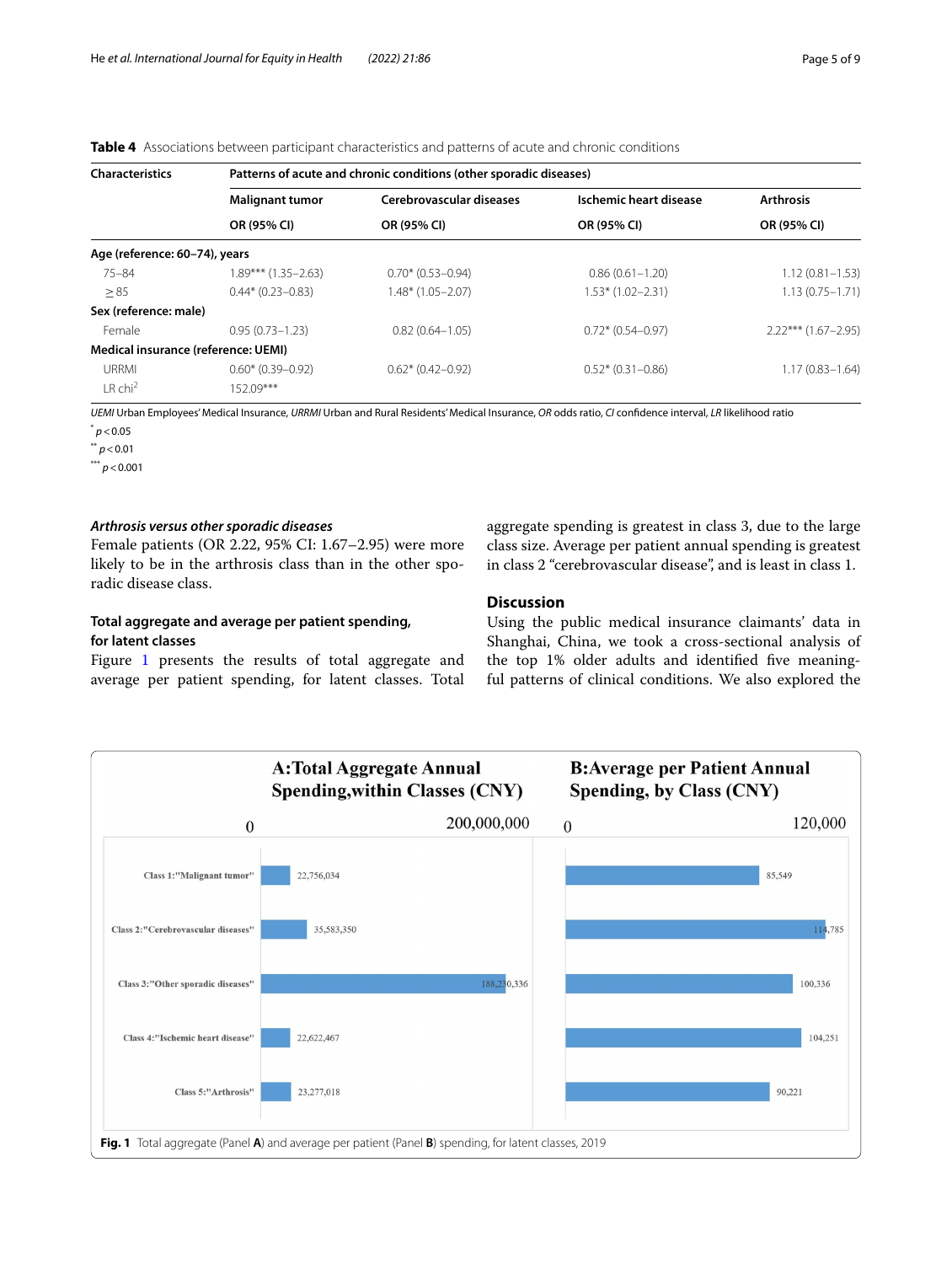**Table 4** Associations between participant characteristics and patterns of acute and chronic conditions

| Characteristics | Patterns of acute and chronic conditions (other sporadic diseases) | | | |
|---|---|---|---|---|
| | Malignant tumor | Cerebrovascular diseases | Ischemic heart disease | Arthrosis |
| | OR (95% CI) | OR (95% CI) | OR (95% CI) | OR (95% CI) |
| **Age (reference: 60–74), years** | | | | |
| 75–84 | 1.89*** (1.35–2.63) | 0.70* (0.53–0.94) | 0.86 (0.61–1.20) | 1.12 (0.81–1.53) |
| ≥ 85 | 0.44* (0.23–0.83) | 1.48* (1.05–2.07) | 1.53* (1.02–2.31) | 1.13 (0.75–1.71) |
| **Sex (reference: male)** | | | | |
| Female | 0.95 (0.73–1.23) | 0.82 (0.64–1.05) | 0.72* (0.54–0.97) | 2.22*** (1.67–2.95) |
| **Medical insurance (reference: UEMI)** | | | | |
| URRMI | 0.60* (0.39–0.92) | 0.62* (0.42–0.92) | 0.52* (0.31–0.86) | 1.17 (0.83–1.64) |
| LR chi$^2$ | 152.09*** | | | |

*UEMI* Urban Employees' Medical Insurance, *URRMI* Urban and Rural Residents' Medical Insurance, *OR* odds ratio, *CI* confidence interval, *LR* likelihood ratio

* $p < 0.05$

** $p < 0.01$

*** $p < 0.001$

### *Arthrosis versus other sporadic diseases*

Female patients (OR 2.22, 95% CI: 1.67–2.95) were more likely to be in the arthrosis class than in the other sporadic disease class.

### Total aggregate and average per patient spending, for latent classes

Figure 1 presents the results of total aggregate and average per patient spending, for latent classes. Total aggregate spending is greatest in class 3, due to the large class size. Average per patient annual spending is greatest in class 2 "cerebrovascular disease", and is least in class 1.

## Discussion

Using the public medical insurance claimants' data in Shanghai, China, we took a cross-sectional analysis of the top 1% older adults and identified five meaningful patterns of clinical conditions. We also explored the

**Fig. 1** Total aggregate (Panel **A**) and average per patient (Panel **B**) spending, for latent classes, 2019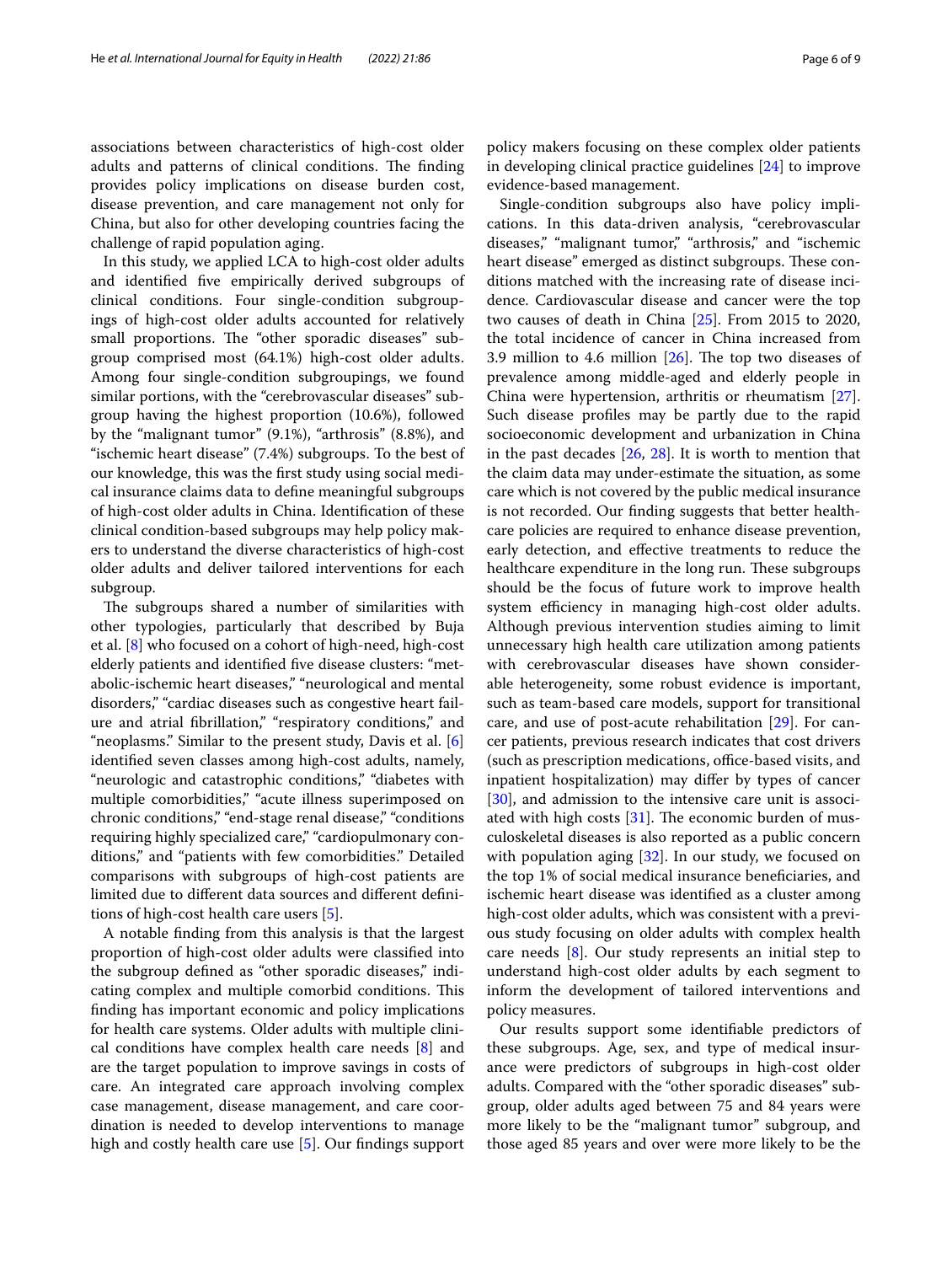associations between characteristics of high-cost older adults and patterns of clinical conditions. The finding provides policy implications on disease burden cost, disease prevention, and care management not only for China, but also for other developing countries facing the challenge of rapid population aging.

In this study, we applied LCA to high-cost older adults and identified five empirically derived subgroups of clinical conditions. Four single-condition subgroupings of high-cost older adults accounted for relatively small proportions. The "other sporadic diseases" subgroup comprised most (64.1%) high-cost older adults. Among four single-condition subgroupings, we found similar portions, with the "cerebrovascular diseases" subgroup having the highest proportion (10.6%), followed by the "malignant tumor" (9.1%), "arthrosis" (8.8%), and "ischemic heart disease" (7.4%) subgroups. To the best of our knowledge, this was the first study using social medical insurance claims data to define meaningful subgroups of high-cost older adults in China. Identification of these clinical condition-based subgroups may help policy makers to understand the diverse characteristics of high-cost older adults and deliver tailored interventions for each subgroup.

The subgroups shared a number of similarities with other typologies, particularly that described by Buja et al. [8] who focused on a cohort of high-need, high-cost elderly patients and identified five disease clusters: "metabolic-ischemic heart diseases," "neurological and mental disorders," "cardiac diseases such as congestive heart failure and atrial fibrillation," "respiratory conditions," and "neoplasms." Similar to the present study, Davis et al. [6] identified seven classes among high-cost adults, namely, "neurologic and catastrophic conditions," "diabetes with multiple comorbidities," "acute illness superimposed on chronic conditions," "end-stage renal disease," "conditions requiring highly specialized care," "cardiopulmonary conditions," and "patients with few comorbidities." Detailed comparisons with subgroups of high-cost patients are limited due to different data sources and different definitions of high-cost health care users [5].

A notable finding from this analysis is that the largest proportion of high-cost older adults were classified into the subgroup defined as "other sporadic diseases," indicating complex and multiple comorbid conditions. This finding has important economic and policy implications for health care systems. Older adults with multiple clinical conditions have complex health care needs [8] and are the target population to improve savings in costs of care. An integrated care approach involving complex case management, disease management, and care coordination is needed to develop interventions to manage high and costly health care use [5]. Our findings support policy makers focusing on these complex older patients in developing clinical practice guidelines [24] to improve evidence-based management.

Single-condition subgroups also have policy implications. In this data-driven analysis, "cerebrovascular diseases," "malignant tumor," "arthrosis," and "ischemic heart disease" emerged as distinct subgroups. These conditions matched with the increasing rate of disease incidence. Cardiovascular disease and cancer were the top two causes of death in China [25]. From 2015 to 2020, the total incidence of cancer in China increased from 3.9 million to 4.6 million [26]. The top two diseases of prevalence among middle-aged and elderly people in China were hypertension, arthritis or rheumatism [27]. Such disease profiles may be partly due to the rapid socioeconomic development and urbanization in China in the past decades [26, 28]. It is worth to mention that the claim data may under-estimate the situation, as some care which is not covered by the public medical insurance is not recorded. Our finding suggests that better healthcare policies are required to enhance disease prevention, early detection, and effective treatments to reduce the healthcare expenditure in the long run. These subgroups should be the focus of future work to improve health system efficiency in managing high-cost older adults. Although previous intervention studies aiming to limit unnecessary high health care utilization among patients with cerebrovascular diseases have shown considerable heterogeneity, some robust evidence is important, such as team-based care models, support for transitional care, and use of post-acute rehabilitation [29]. For cancer patients, previous research indicates that cost drivers (such as prescription medications, office-based visits, and inpatient hospitalization) may differ by types of cancer [30], and admission to the intensive care unit is associated with high costs [31]. The economic burden of musculoskeletal diseases is also reported as a public concern with population aging [32]. In our study, we focused on the top 1% of social medical insurance beneficiaries, and ischemic heart disease was identified as a cluster among high-cost older adults, which was consistent with a previous study focusing on older adults with complex health care needs [8]. Our study represents an initial step to understand high-cost older adults by each segment to inform the development of tailored interventions and policy measures.

Our results support some identifiable predictors of these subgroups. Age, sex, and type of medical insurance were predictors of subgroups in high-cost older adults. Compared with the "other sporadic diseases" subgroup, older adults aged between 75 and 84 years were more likely to be the "malignant tumor" subgroup, and those aged 85 years and over were more likely to be the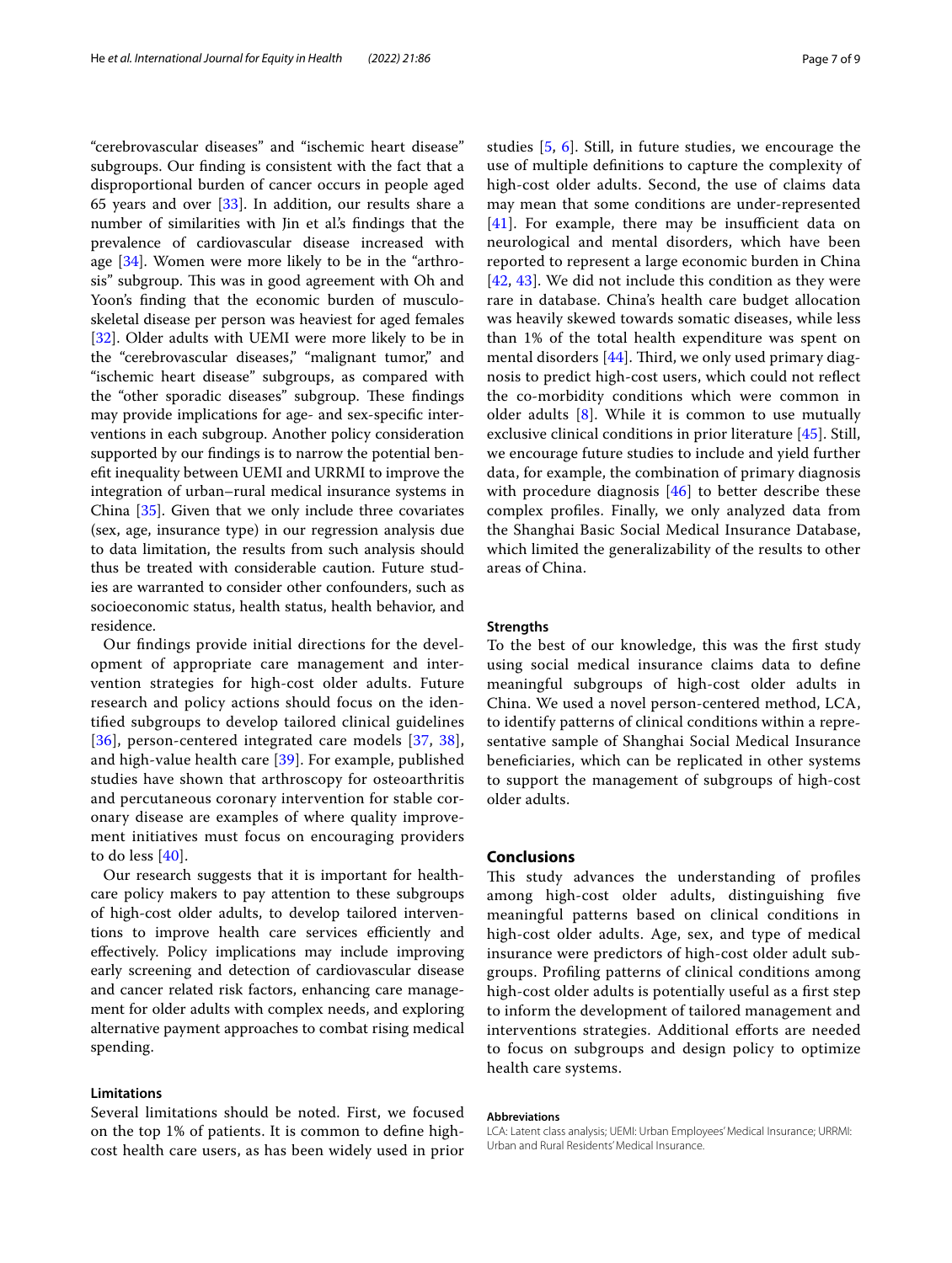"cerebrovascular diseases" and "ischemic heart disease" subgroups. Our finding is consistent with the fact that a disproportional burden of cancer occurs in people aged 65 years and over [33]. In addition, our results share a number of similarities with Jin et al.'s findings that the prevalence of cardiovascular disease increased with age [34]. Women were more likely to be in the "arthrosis" subgroup. This was in good agreement with Oh and Yoon's finding that the economic burden of musculoskeletal disease per person was heaviest for aged females [32]. Older adults with UEMI were more likely to be in the "cerebrovascular diseases," "malignant tumor," and "ischemic heart disease" subgroups, as compared with the "other sporadic diseases" subgroup. These findings may provide implications for age- and sex-specific interventions in each subgroup. Another policy consideration supported by our findings is to narrow the potential benefit inequality between UEMI and URRMI to improve the integration of urban–rural medical insurance systems in China [35]. Given that we only include three covariates (sex, age, insurance type) in our regression analysis due to data limitation, the results from such analysis should thus be treated with considerable caution. Future studies are warranted to consider other confounders, such as socioeconomic status, health status, health behavior, and residence.

Our findings provide initial directions for the development of appropriate care management and intervention strategies for high-cost older adults. Future research and policy actions should focus on the identified subgroups to develop tailored clinical guidelines [36], person-centered integrated care models [37, 38], and high-value health care [39]. For example, published studies have shown that arthroscopy for osteoarthritis and percutaneous coronary intervention for stable coronary disease are examples of where quality improvement initiatives must focus on encouraging providers to do less [40].

Our research suggests that it is important for healthcare policy makers to pay attention to these subgroups of high-cost older adults, to develop tailored interventions to improve health care services efficiently and effectively. Policy implications may include improving early screening and detection of cardiovascular disease and cancer related risk factors, enhancing care management for older adults with complex needs, and exploring alternative payment approaches to combat rising medical spending.

### Limitations

Several limitations should be noted. First, we focused on the top 1% of patients. It is common to define high-cost health care users, as has been widely used in prior studies [5, 6]. Still, in future studies, we encourage the use of multiple definitions to capture the complexity of high-cost older adults. Second, the use of claims data may mean that some conditions are under-represented [41]. For example, there may be insufficient data on neurological and mental disorders, which have been reported to represent a large economic burden in China [42, 43]. We did not include this condition as they were rare in database. China's health care budget allocation was heavily skewed towards somatic diseases, while less than 1% of the total health expenditure was spent on mental disorders [44]. Third, we only used primary diagnosis to predict high-cost users, which could not reflect the co-morbidity conditions which were common in older adults [8]. While it is common to use mutually exclusive clinical conditions in prior literature [45]. Still, we encourage future studies to include and yield further data, for example, the combination of primary diagnosis with procedure diagnosis [46] to better describe these complex profiles. Finally, we only analyzed data from the Shanghai Basic Social Medical Insurance Database, which limited the generalizability of the results to other areas of China.

### Strengths

To the best of our knowledge, this was the first study using social medical insurance claims data to define meaningful subgroups of high-cost older adults in China. We used a novel person-centered method, LCA, to identify patterns of clinical conditions within a representative sample of Shanghai Social Medical Insurance beneficiaries, which can be replicated in other systems to support the management of subgroups of high-cost older adults.

## Conclusions

This study advances the understanding of profiles among high-cost older adults, distinguishing five meaningful patterns based on clinical conditions in high-cost older adults. Age, sex, and type of medical insurance were predictors of high-cost older adult subgroups. Profiling patterns of clinical conditions among high-cost older adults is potentially useful as a first step to inform the development of tailored management and interventions strategies. Additional efforts are needed to focus on subgroups and design policy to optimize health care systems.

#### Abbreviations

LCA: Latent class analysis; UEMI: Urban Employees' Medical Insurance; URRMI: Urban and Rural Residents' Medical Insurance.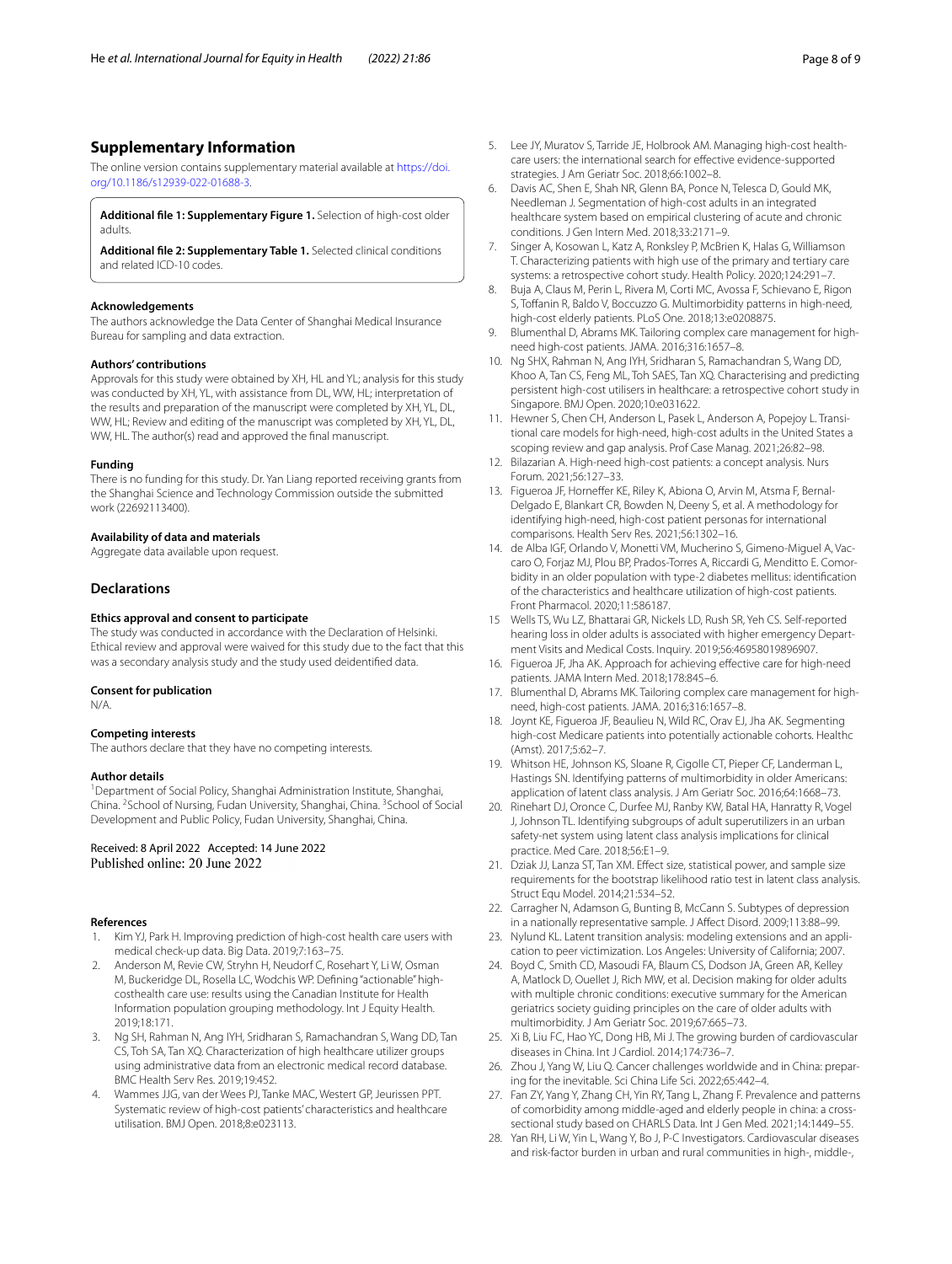## Supplementary Information

The online version contains supplementary material available at https://doi.org/10.1186/s12939-022-01688-3.

**Additional file 1: Supplementary Figure 1.** Selection of high-cost older adults.

**Additional file 2: Supplementary Table 1.** Selected clinical conditions and related ICD-10 codes.

### Acknowledgements

The authors acknowledge the Data Center of Shanghai Medical Insurance Bureau for sampling and data extraction.

### Authors' contributions

Approvals for this study were obtained by XH, HL and YL; analysis for this study was conducted by XH, YL, with assistance from DL, WW, HL; interpretation of the results and preparation of the manuscript were completed by XH, YL, DL, WW, HL; Review and editing of the manuscript was completed by XH, YL, DL, WW, HL. The author(s) read and approved the final manuscript.

### Funding

There is no funding for this study. Dr. Yan Liang reported receiving grants from the Shanghai Science and Technology Commission outside the submitted work (22692113400).

### Availability of data and materials

Aggregate data available upon request.

## Declarations

### Ethics approval and consent to participate

The study was conducted in accordance with the Declaration of Helsinki. Ethical review and approval were waived for this study due to the fact that this was a secondary analysis study and the study used deidentified data.

### Consent for publication

N/A.

### Competing interests

The authors declare that they have no competing interests.

### Author details

[1]Department of Social Policy, Shanghai Administration Institute, Shanghai, China. [2]School of Nursing, Fudan University, Shanghai, China. [3]School of Social Development and Public Policy, Fudan University, Shanghai, China.

Received: 8 April 2022 Accepted: 14 June 2022
Published online: 20 June 2022

### References

1. Kim YJ, Park H. Improving prediction of high-cost health care users with medical check-up data. Big Data. 2019;7:163–75.
2. Anderson M, Revie CW, Stryhn H, Neudorf C, Rosehart Y, Li W, Osman M, Buckeridge DL, Rosella LC, Wodchis WP. Defining "actionable" high-costhealth care use: results using the Canadian Institute for Health Information population grouping methodology. Int J Equity Health. 2019;18:171.
3. Ng SH, Rahman N, Ang IYH, Sridharan S, Ramachandran S, Wang DD, Tan CS, Toh SA, Tan XQ. Characterization of high healthcare utilizer groups using administrative data from an electronic medical record database. BMC Health Serv Res. 2019;19:452.
4. Wammes JJG, van der Wees PJ, Tanke MAC, Westert GP, Jeurissen PPT. Systematic review of high-cost patients' characteristics and healthcare utilisation. BMJ Open. 2018;8:e023113.
5. Lee JY, Muratov S, Tarride JE, Holbrook AM. Managing high-cost healthcare users: the international search for effective evidence-supported strategies. J Am Geriatr Soc. 2018;66:1002–8.
6. Davis AC, Shen E, Shah NR, Glenn BA, Ponce N, Telesca D, Gould MK, Needleman J. Segmentation of high-cost adults in an integrated healthcare system based on empirical clustering of acute and chronic conditions. J Gen Intern Med. 2018;33:2171–9.
7. Singer A, Kosowan L, Katz A, Ronksley P, McBrien K, Halas G, Williamson T. Characterizing patients with high use of the primary and tertiary care systems: a retrospective cohort study. Health Policy. 2020;124:291–7.
8. Buja A, Claus M, Perin L, Rivera M, Corti MC, Avossa F, Schievano E, Rigon S, Toffanin R, Baldo V, Boccuzzo G. Multimorbidity patterns in high-need, high-cost elderly patients. PLoS One. 2018;13:e0208875.
9. Blumenthal D, Abrams MK. Tailoring complex care management for high-need high-cost patients. JAMA. 2016;316:1657–8.
10. Ng SHX, Rahman N, Ang IYH, Sridharan S, Ramachandran S, Wang DD, Khoo A, Tan CS, Feng ML, Toh SAES, Tan XQ. Characterising and predicting persistent high-cost utilisers in healthcare: a retrospective cohort study in Singapore. BMJ Open. 2020;10:e031622.
11. Hewner S, Chen CH, Anderson L, Pasek L, Anderson A, Popejoy L. Transitional care models for high-need, high-cost adults in the United States a scoping review and gap analysis. Prof Case Manag. 2021;26:82–98.
12. Bilazarian A. High-need high-cost patients: a concept analysis. Nurs Forum. 2021;56:127–33.
13. Figueroa JF, Horneffer KE, Riley K, Abiona O, Arvin M, Atsma F, Bernal-Delgado E, Blankart CR, Bowden N, Deeny S, et al. A methodology for identifying high-need, high-cost patient personas for international comparisons. Health Serv Res. 2021;56:1302–16.
14. de Alba IGF, Orlando V, Monetti VM, Mucherino S, Gimeno-Miguel A, Vaccaro O, Forjaz MJ, Plou BP, Prados-Torres A, Riccardi G, Menditto E. Comorbidity in an older population with type-2 diabetes mellitus: identification of the characteristics and healthcare utilization of high-cost patients. Front Pharmacol. 2020;11:586187.
15. Wells TS, Wu LZ, Bhattarai GR, Nickels LD, Rush SR, Yeh CS. Self-reported hearing loss in older adults is associated with higher emergency Department Visits and Medical Costs. Inquiry. 2019;56:46958019896907.
16. Figueroa JF, Jha AK. Approach for achieving effective care for high-need patients. JAMA Intern Med. 2018;178:845–6.
17. Blumenthal D, Abrams MK. Tailoring complex care management for high-need, high-cost patients. JAMA. 2016;316:1657–8.
18. Joynt KE, Figueroa JF, Beaulieu N, Wild RC, Orav EJ, Jha AK. Segmenting high-cost Medicare patients into potentially actionable cohorts. Healthc (Amst). 2017;5:62–7.
19. Whitson HE, Johnson KS, Sloane R, Cigolle CT, Pieper CF, Landerman L, Hastings SN. Identifying patterns of multimorbidity in older Americans: application of latent class analysis. J Am Geriatr Soc. 2016;64:1668–73.
20. Rinehart DJ, Oronce C, Durfee MJ, Ranby KW, Batal HA, Hanratty R, Vogel J, Johnson TL. Identifying subgroups of adult superutilizers in an urban safety-net system using latent class analysis implications for clinical practice. Med Care. 2018;56:E1–9.
21. Dziak JJ, Lanza ST, Tan XM. Effect size, statistical power, and sample size requirements for the bootstrap likelihood ratio test in latent class analysis. Struct Equ Model. 2014;21:534–52.
22. Carragher N, Adamson G, Bunting B, McCann S. Subtypes of depression in a nationally representative sample. J Affect Disord. 2009;113:88–99.
23. Nylund KL. Latent transition analysis: modeling extensions and an application to peer victimization. Los Angeles: University of California; 2007.
24. Boyd C, Smith CD, Masoudi FA, Blaum CS, Dodson JA, Green AR, Kelley A, Matlock D, Ouellet J, Rich MW, et al. Decision making for older adults with multiple chronic conditions: executive summary for the American geriatrics society guiding principles on the care of older adults with multimorbidity. J Am Geriatr Soc. 2019;67:665–73.
25. Xi B, Liu FC, Hao YC, Dong HB, Mi J. The growing burden of cardiovascular diseases in China. Int J Cardiol. 2014;174:736–7.
26. Zhou J, Yang W, Liu Q. Cancer challenges worldwide and in China: preparing for the inevitable. Sci China Life Sci. 2022;65:442–4.
27. Fan ZY, Yang Y, Zhang CH, Yin RY, Tang L, Zhang F. Prevalence and patterns of comorbidity among middle-aged and elderly people in china: a cross-sectional study based on CHARLS Data. Int J Gen Med. 2021;14:1449–55.
28. Yan RH, Li W, Yin L, Wang Y, Bo J, P-C Investigators. Cardiovascular diseases and risk-factor burden in urban and rural communities in high-, middle-,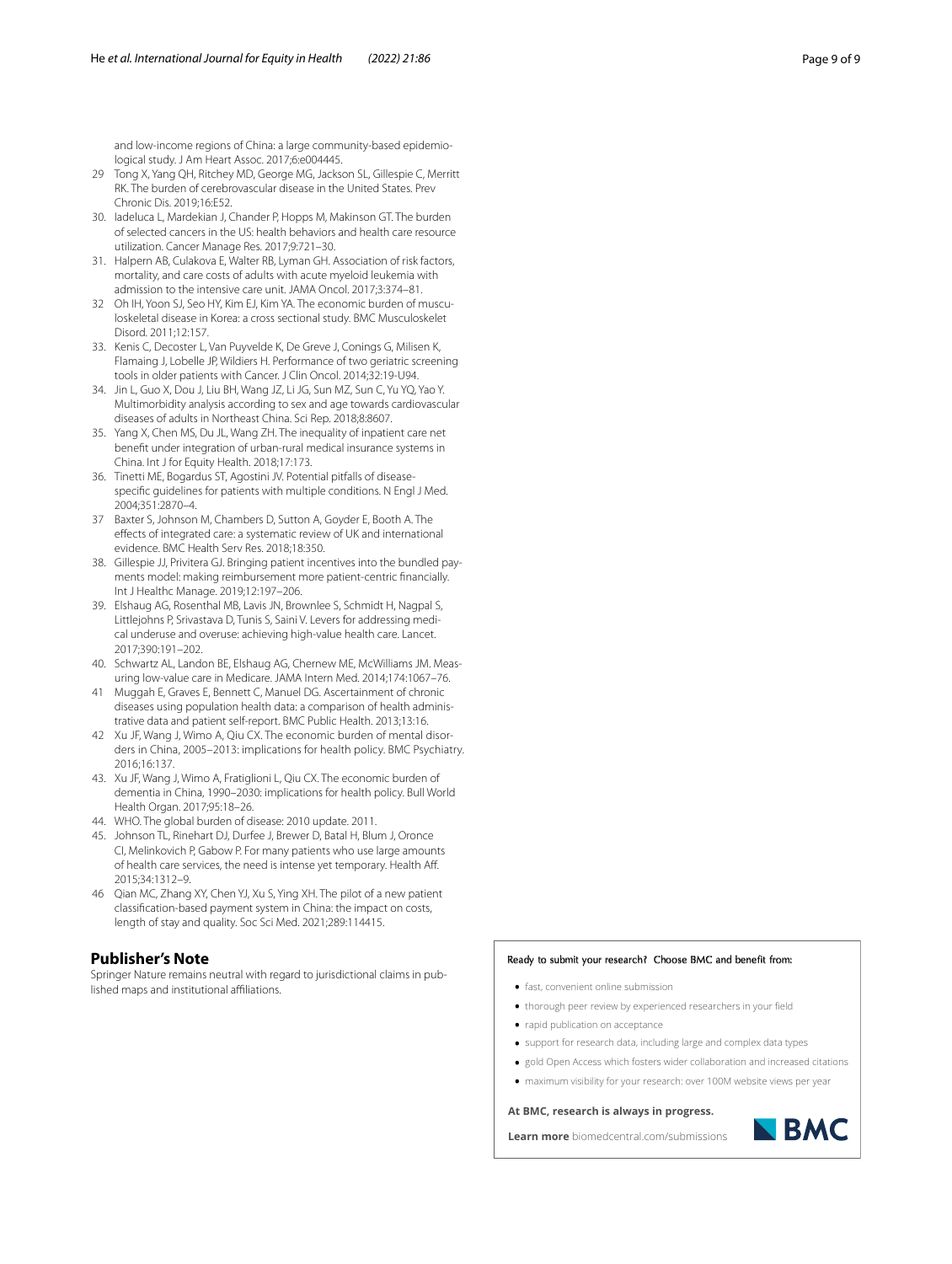and low-income regions of China: a large community-based epidemiological study. J Am Heart Assoc. 2017;6:e004445.

29 Tong X, Yang QH, Ritchey MD, George MG, Jackson SL, Gillespie C, Merritt RK. The burden of cerebrovascular disease in the United States. Prev Chronic Dis. 2019;16:E52.

30. Iadeluca L, Mardekian J, Chander P, Hopps M, Makinson GT. The burden of selected cancers in the US: health behaviors and health care resource utilization. Cancer Manage Res. 2017;9:721–30.

31. Halpern AB, Culakova E, Walter RB, Lyman GH. Association of risk factors, mortality, and care costs of adults with acute myeloid leukemia with admission to the intensive care unit. JAMA Oncol. 2017;3:374–81.

32 Oh IH, Yoon SJ, Seo HY, Kim EJ, Kim YA. The economic burden of musculoskeletal disease in Korea: a cross sectional study. BMC Musculoskelet Disord. 2011;12:157.

33. Kenis C, Decoster L, Van Puyvelde K, De Greve J, Conings G, Milisen K, Flamaing J, Lobelle JP, Wildiers H. Performance of two geriatric screening tools in older patients with Cancer. J Clin Oncol. 2014;32:19-U94.

34. Jin L, Guo X, Dou J, Liu BH, Wang JZ, Li JG, Sun MZ, Sun C, Yu YQ, Yao Y. Multimorbidity analysis according to sex and age towards cardiovascular diseases of adults in Northeast China. Sci Rep. 2018;8:8607.

35. Yang X, Chen MS, Du JL, Wang ZH. The inequality of inpatient care net benefit under integration of urban-rural medical insurance systems in China. Int J for Equity Health. 2018;17:173.

36. Tinetti ME, Bogardus ST, Agostini JV. Potential pitfalls of disease-specific guidelines for patients with multiple conditions. N Engl J Med. 2004;351:2870–4.

37 Baxter S, Johnson M, Chambers D, Sutton A, Goyder E, Booth A. The effects of integrated care: a systematic review of UK and international evidence. BMC Health Serv Res. 2018;18:350.

38. Gillespie JJ, Privitera GJ. Bringing patient incentives into the bundled payments model: making reimbursement more patient-centric financially. Int J Healthc Manage. 2019;12:197–206.

39. Elshaug AG, Rosenthal MB, Lavis JN, Brownlee S, Schmidt H, Nagpal S, Littlejohns P, Srivastava D, Tunis S, Saini V. Levers for addressing medical underuse and overuse: achieving high-value health care. Lancet. 2017;390:191–202.

40. Schwartz AL, Landon BE, Elshaug AG, Chernew ME, McWilliams JM. Measuring low-value care in Medicare. JAMA Intern Med. 2014;174:1067–76.

41 Muggah E, Graves E, Bennett C, Manuel DG. Ascertainment of chronic diseases using population health data: a comparison of health administrative data and patient self-report. BMC Public Health. 2013;13:16.

42 Xu JF, Wang J, Wimo A, Qiu CX. The economic burden of mental disorders in China, 2005–2013: implications for health policy. BMC Psychiatry. 2016;16:137.

43. Xu JF, Wang J, Wimo A, Fratiglioni L, Qiu CX. The economic burden of dementia in China, 1990–2030: implications for health policy. Bull World Health Organ. 2017;95:18–26.

44. WHO. The global burden of disease: 2010 update. 2011.

45. Johnson TL, Rinehart DJ, Durfee J, Brewer D, Batal H, Blum J, Oronce CI, Melinkovich P, Gabow P. For many patients who use large amounts of health care services, the need is intense yet temporary. Health Aff. 2015;34:1312–9.

46 Qian MC, Zhang XY, Chen YJ, Xu S, Ying XH. The pilot of a new patient classification-based payment system in China: the impact on costs, length of stay and quality. Soc Sci Med. 2021;289:114415.

## Publisher's Note

Springer Nature remains neutral with regard to jurisdictional claims in published maps and institutional affiliations.